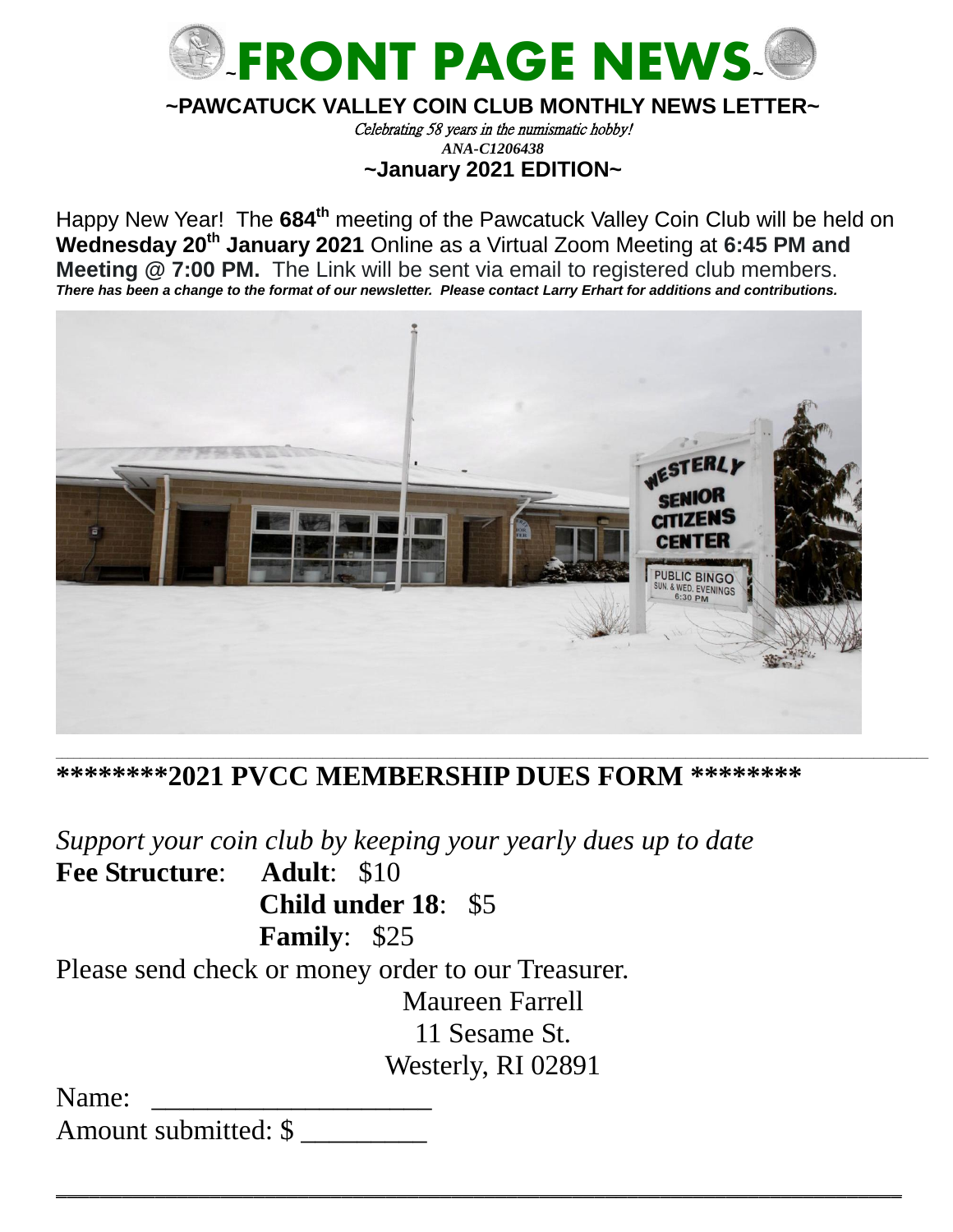# ~FRONT PAGE NEWS~

**~PAWCATUCK VALLEY COIN CLUB MONTHLY NEWS LETTER~**

*Celebrating 58 years in the numismatic hobby!*

***ANA-C1206438***

**~January 2021 EDITION~**

Happy New Year! The **684th** meeting of the Pawcatuck Valley Coin Club will be held on **Wednesday 20th January 2021** Online as a Virtual Zoom Meeting at **6:45 PM and Meeting @ 7:00 PM.** The Link will be sent via email to registered club members.

***There has been a change to the format of our newsletter. Please contact Larry Erhart for additions and contributions.***

---

## ********2021 PVCC MEMBERSHIP DUES FORM ********

*Support your coin club by keeping your yearly dues up to date*

**Fee Structure**: **Adult**: $10
**Child under 18**: $5
**Family**: $25

Please send check or money order to our Treasurer.

Maureen Farrell
11 Sesame St.
Westerly, RI 02891

Name: ____________________

Amount submitted: $ _________

---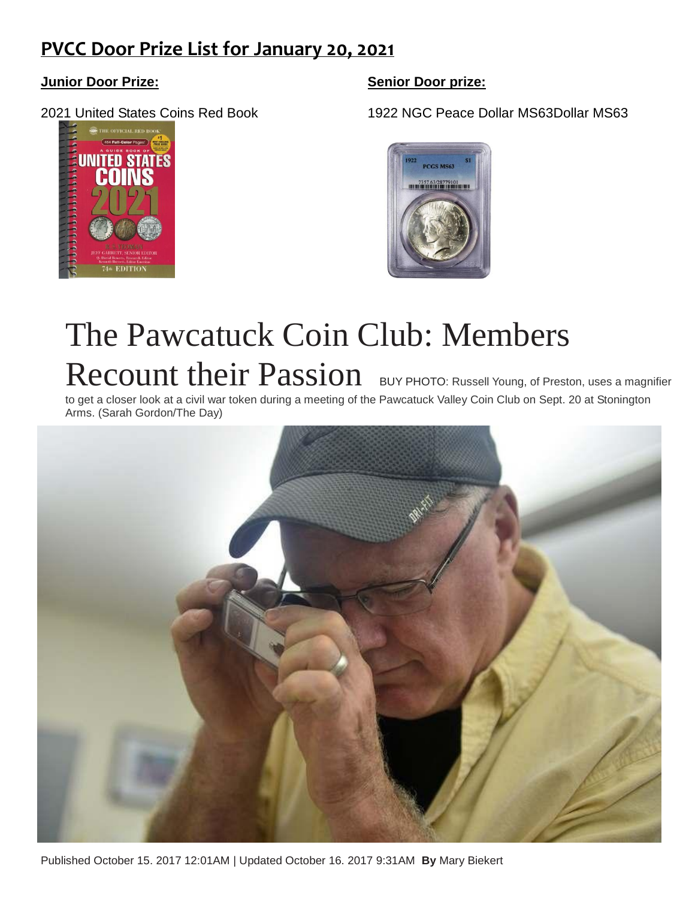## PVCC Door Prize List for January 20, 2021

**Junior Door Prize:**

2021 United States Coins Red Book

**Senior Door prize:**

1922 NGC Peace Dollar MS63Dollar MS63

# The Pawcatuck Coin Club: Members Recount their Passion

BUY PHOTO: Russell Young, of Preston, uses a magnifier to get a closer look at a civil war token during a meeting of the Pawcatuck Valley Coin Club on Sept. 20 at Stonington Arms. (Sarah Gordon/The Day)

Published October 15. 2017 12:01AM | Updated October 16. 2017 9:31AM **By** Mary Biekert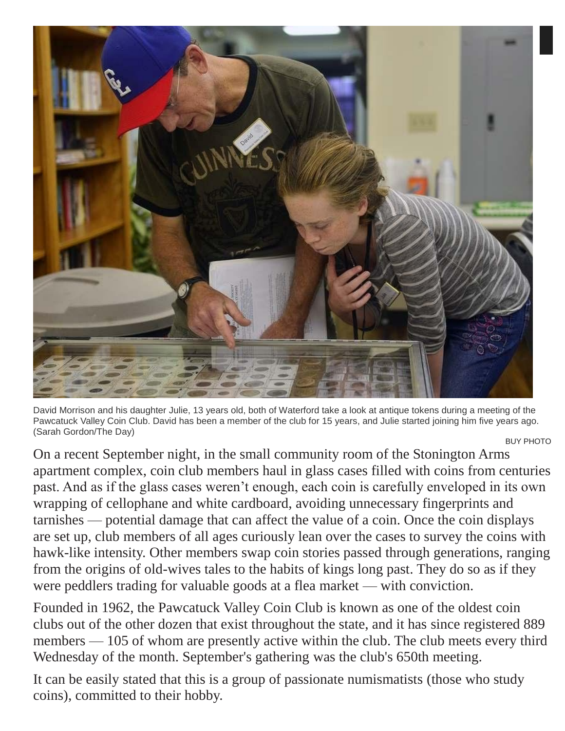David Morrison and his daughter Julie, 13 years old, both of Waterford take a look at antique tokens during a meeting of the Pawcatuck Valley Coin Club. David has been a member of the club for 15 years, and Julie started joining him five years ago. (Sarah Gordon/The Day)

BUY PHOTO

On a recent September night, in the small community room of the Stonington Arms apartment complex, coin club members haul in glass cases filled with coins from centuries past. And as if the glass cases weren't enough, each coin is carefully enveloped in its own wrapping of cellophane and white cardboard, avoiding unnecessary fingerprints and tarnishes — potential damage that can affect the value of a coin. Once the coin displays are set up, club members of all ages curiously lean over the cases to survey the coins with hawk-like intensity. Other members swap coin stories passed through generations, ranging from the origins of old-wives tales to the habits of kings long past. They do so as if they were peddlers trading for valuable goods at a flea market — with conviction.

Founded in 1962, the Pawcatuck Valley Coin Club is known as one of the oldest coin clubs out of the other dozen that exist throughout the state, and it has since registered 889 members — 105 of whom are presently active within the club. The club meets every third Wednesday of the month. September's gathering was the club's 650th meeting.

It can be easily stated that this is a group of passionate numismatists (those who study coins), committed to their hobby.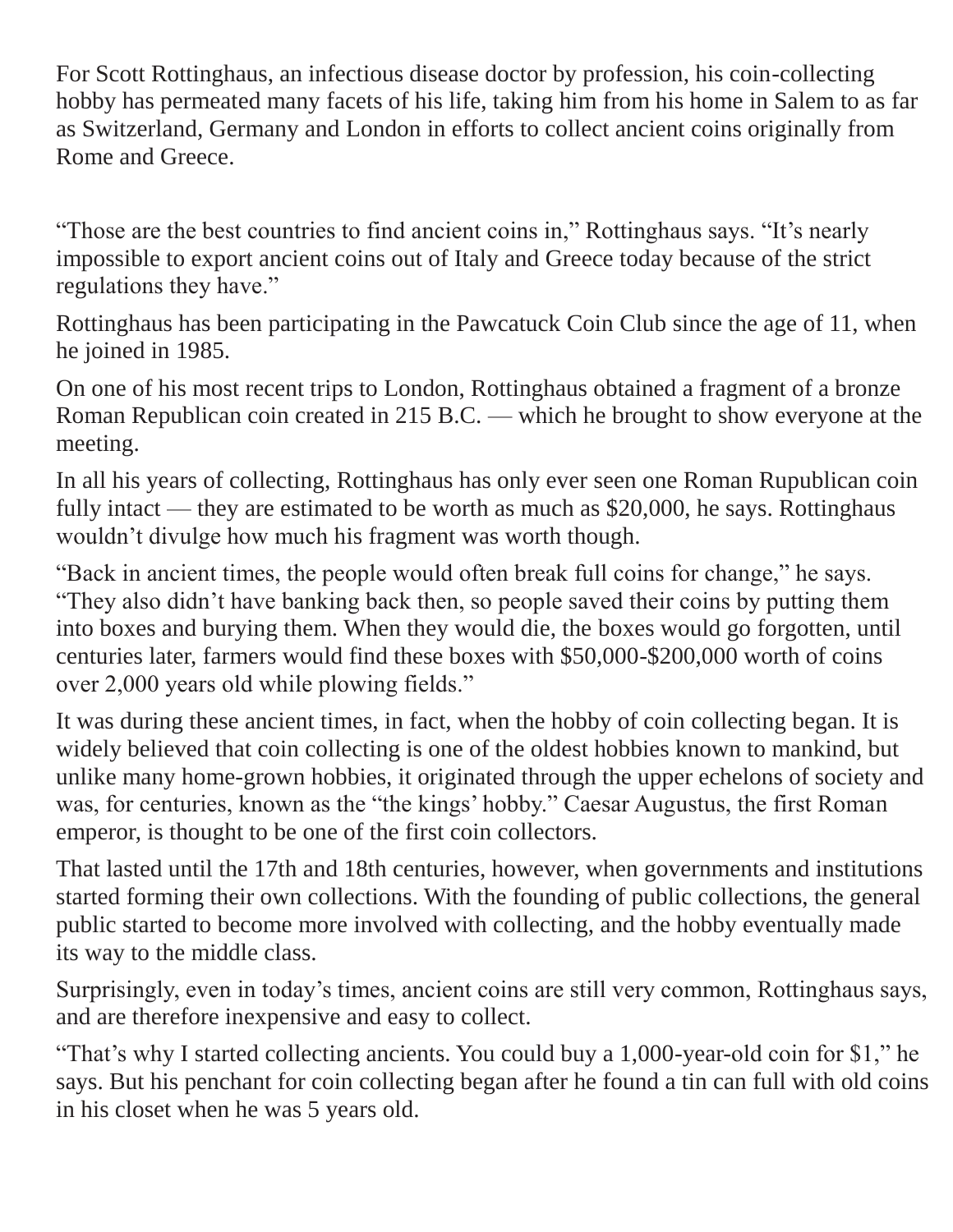For Scott Rottinghaus, an infectious disease doctor by profession, his coin-collecting hobby has permeated many facets of his life, taking him from his home in Salem to as far as Switzerland, Germany and London in efforts to collect ancient coins originally from Rome and Greece.

"Those are the best countries to find ancient coins in," Rottinghaus says. "It's nearly impossible to export ancient coins out of Italy and Greece today because of the strict regulations they have."

Rottinghaus has been participating in the Pawcatuck Coin Club since the age of 11, when he joined in 1985.

On one of his most recent trips to London, Rottinghaus obtained a fragment of a bronze Roman Republican coin created in 215 B.C. — which he brought to show everyone at the meeting.

In all his years of collecting, Rottinghaus has only ever seen one Roman Rupublican coin fully intact — they are estimated to be worth as much as $20,000, he says. Rottinghaus wouldn't divulge how much his fragment was worth though.

"Back in ancient times, the people would often break full coins for change," he says. "They also didn't have banking back then, so people saved their coins by putting them into boxes and burying them. When they would die, the boxes would go forgotten, until centuries later, farmers would find these boxes with $50,000-$200,000 worth of coins over 2,000 years old while plowing fields."

It was during these ancient times, in fact, when the hobby of coin collecting began. It is widely believed that coin collecting is one of the oldest hobbies known to mankind, but unlike many home-grown hobbies, it originated through the upper echelons of society and was, for centuries, known as the "the kings' hobby." Caesar Augustus, the first Roman emperor, is thought to be one of the first coin collectors.

That lasted until the 17th and 18th centuries, however, when governments and institutions started forming their own collections. With the founding of public collections, the general public started to become more involved with collecting, and the hobby eventually made its way to the middle class.

Surprisingly, even in today's times, ancient coins are still very common, Rottinghaus says, and are therefore inexpensive and easy to collect.

"That's why I started collecting ancients. You could buy a 1,000-year-old coin for $1," he says. But his penchant for coin collecting began after he found a tin can full with old coins in his closet when he was 5 years old.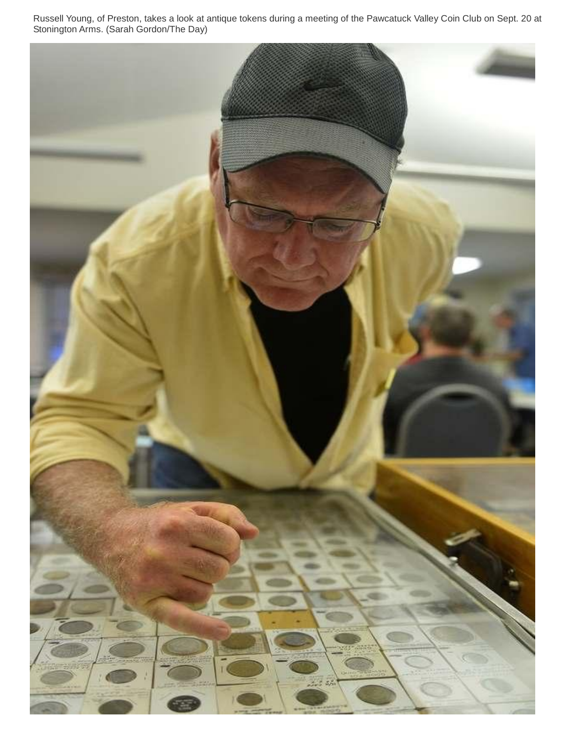Russell Young, of Preston, takes a look at antique tokens during a meeting of the Pawcatuck Valley Coin Club on Sept. 20 at Stonington Arms. (Sarah Gordon/The Day)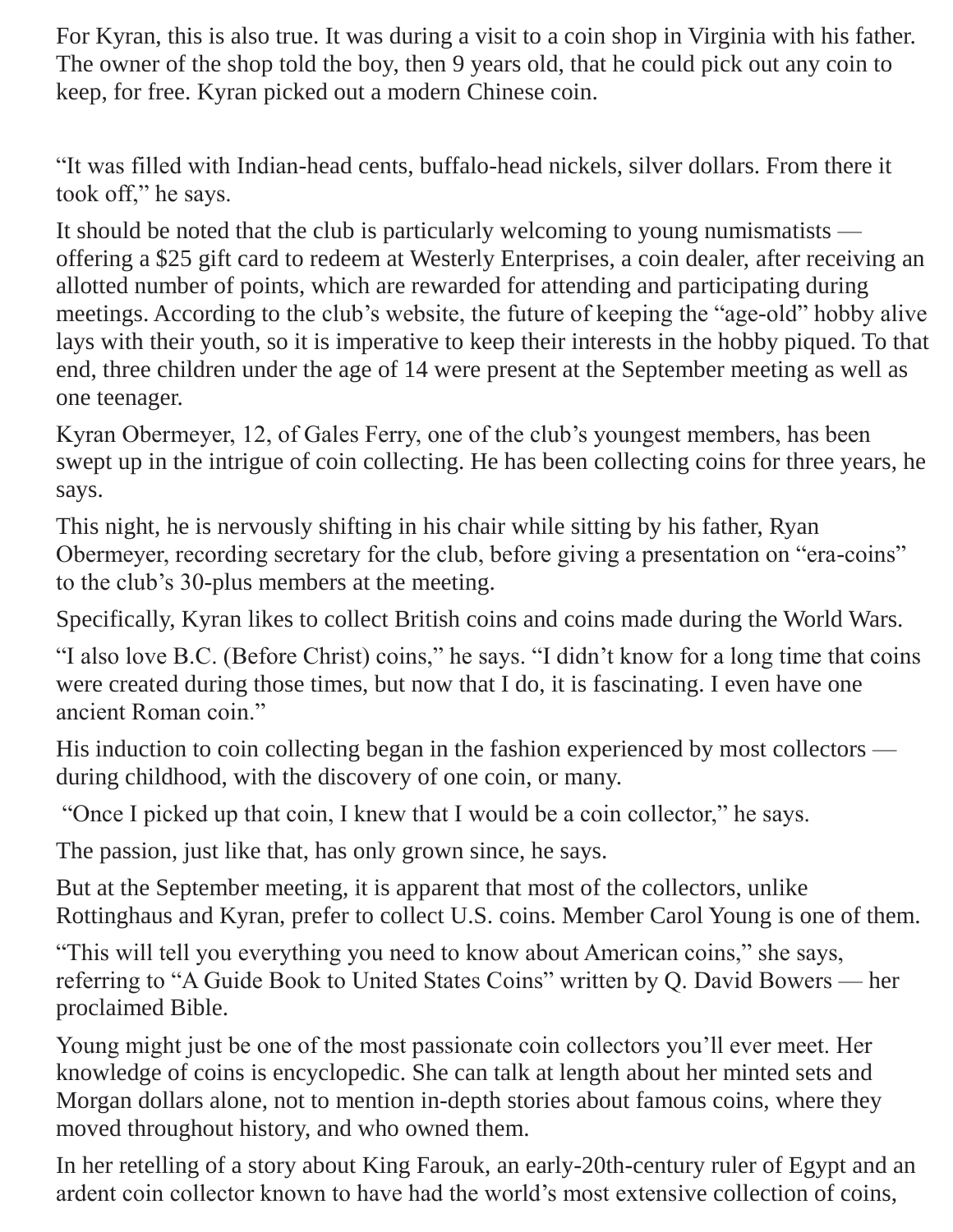For Kyran, this is also true. It was during a visit to a coin shop in Virginia with his father. The owner of the shop told the boy, then 9 years old, that he could pick out any coin to keep, for free. Kyran picked out a modern Chinese coin.

“It was filled with Indian-head cents, buffalo-head nickels, silver dollars. From there it took off,” he says.

It should be noted that the club is particularly welcoming to young numismatists — offering a $25 gift card to redeem at Westerly Enterprises, a coin dealer, after receiving an allotted number of points, which are rewarded for attending and participating during meetings. According to the club’s website, the future of keeping the “age-old” hobby alive lays with their youth, so it is imperative to keep their interests in the hobby piqued. To that end, three children under the age of 14 were present at the September meeting as well as one teenager.

Kyran Obermeyer, 12, of Gales Ferry, one of the club’s youngest members, has been swept up in the intrigue of coin collecting. He has been collecting coins for three years, he says.

This night, he is nervously shifting in his chair while sitting by his father, Ryan Obermeyer, recording secretary for the club, before giving a presentation on “era-coins” to the club’s 30-plus members at the meeting.

Specifically, Kyran likes to collect British coins and coins made during the World Wars.

“I also love B.C. (Before Christ) coins,” he says. “I didn’t know for a long time that coins were created during those times, but now that I do, it is fascinating. I even have one ancient Roman coin.”

His induction to coin collecting began in the fashion experienced by most collectors — during childhood, with the discovery of one coin, or many.

“Once I picked up that coin, I knew that I would be a coin collector,” he says.

The passion, just like that, has only grown since, he says.

But at the September meeting, it is apparent that most of the collectors, unlike Rottinghaus and Kyran, prefer to collect U.S. coins. Member Carol Young is one of them.

“This will tell you everything you need to know about American coins,” she says, referring to “A Guide Book to United States Coins” written by Q. David Bowers — her proclaimed Bible.

Young might just be one of the most passionate coin collectors you’ll ever meet. Her knowledge of coins is encyclopedic. She can talk at length about her minted sets and Morgan dollars alone, not to mention in-depth stories about famous coins, where they moved throughout history, and who owned them.

In her retelling of a story about King Farouk, an early-20th-century ruler of Egypt and an ardent coin collector known to have had the world’s most extensive collection of coins,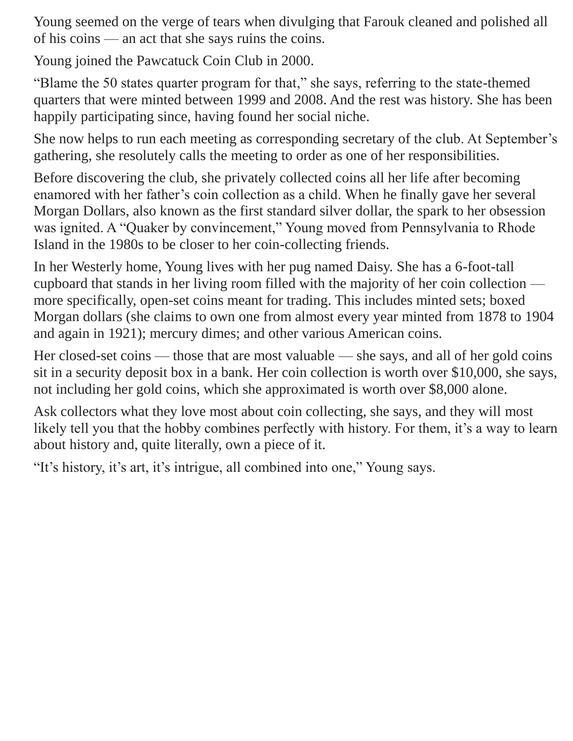Young seemed on the verge of tears when divulging that Farouk cleaned and polished all of his coins — an act that she says ruins the coins.

Young joined the Pawcatuck Coin Club in 2000.

"Blame the 50 states quarter program for that," she says, referring to the state-themed quarters that were minted between 1999 and 2008. And the rest was history. She has been happily participating since, having found her social niche.

She now helps to run each meeting as corresponding secretary of the club. At September's gathering, she resolutely calls the meeting to order as one of her responsibilities.

Before discovering the club, she privately collected coins all her life after becoming enamored with her father's coin collection as a child. When he finally gave her several Morgan Dollars, also known as the first standard silver dollar, the spark to her obsession was ignited. A "Quaker by convincement," Young moved from Pennsylvania to Rhode Island in the 1980s to be closer to her coin-collecting friends.

In her Westerly home, Young lives with her pug named Daisy. She has a 6-foot-tall cupboard that stands in her living room filled with the majority of her coin collection — more specifically, open-set coins meant for trading. This includes minted sets; boxed Morgan dollars (she claims to own one from almost every year minted from 1878 to 1904 and again in 1921); mercury dimes; and other various American coins.

Her closed-set coins — those that are most valuable — she says, and all of her gold coins sit in a security deposit box in a bank. Her coin collection is worth over $10,000, she says, not including her gold coins, which she approximated is worth over $8,000 alone.

Ask collectors what they love most about coin collecting, she says, and they will most likely tell you that the hobby combines perfectly with history. For them, it's a way to learn about history and, quite literally, own a piece of it.

"It's history, it's art, it's intrigue, all combined into one," Young says.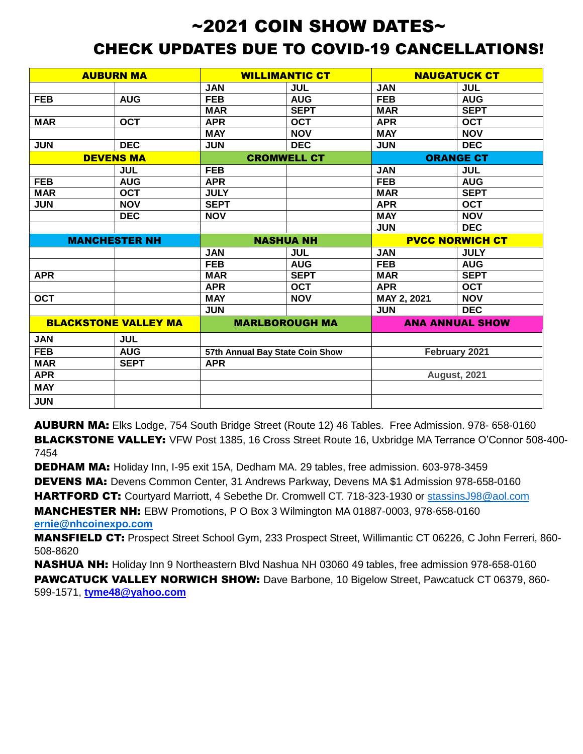# ~2021 COIN SHOW DATES~

## CHECK UPDATES DUE TO COVID-19 CANCELLATIONS!

| AUBURN MA | | WILLIMANTIC CT | | NAUGATUCK CT | |
|---|---|---|---|---|---|
| | | JAN | JUL | JAN | JUL |
| FEB | AUG | FEB | AUG | FEB | AUG |
| | | MAR | SEPT | MAR | SEPT |
| MAR | OCT | APR | OCT | APR | OCT |
| | | MAY | NOV | MAY | NOV |
| JUN | DEC | JUN | DEC | JUN | DEC |
| **DEVENS MA** | | **CROMWELL CT** | | **ORANGE CT** | |
| | JUL | FEB | | JAN | JUL |
| FEB | AUG | APR | | FEB | AUG |
| MAR | OCT | JULY | | MAR | SEPT |
| JUN | NOV | SEPT | | APR | OCT |
| | DEC | NOV | | MAY | NOV |
| | | | | JUN | DEC |
| **MANCHESTER NH** | | **NASHUA NH** | | **PVCC NORWICH CT** | |
| | | JAN | JUL | JAN | JULY |
| | | FEB | AUG | FEB | AUG |
| APR | | MAR | SEPT | MAR | SEPT |
| | | APR | OCT | APR | OCT |
| OCT | | MAY | NOV | MAY 2, 2021 | NOV |
| | | JUN | | JUN | DEC |
| **BLACKSTONE VALLEY MA** | | **MARLBOROUGH MA** | | **ANA ANNUAL SHOW** | |
| JAN | JUL | | | | |
| FEB | AUG | 57th Annual Bay State Coin Show | | February 2021 | |
| MAR | SEPT | APR | | | |
| APR | | | | August, 2021 | |
| MAY | | | | | |
| JUN | | | | | |

**AUBURN MA:** Elks Lodge, 754 South Bridge Street (Route 12) 46 Tables. Free Admission. 978- 658-0160

**BLACKSTONE VALLEY:** VFW Post 1385, 16 Cross Street Route 16, Uxbridge MA Terrance O'Connor 508-400-7454

**DEDHAM MA:** Holiday Inn, I-95 exit 15A, Dedham MA. 29 tables, free admission. 603-978-3459

**DEVENS MA:** Devens Common Center, 31 Andrews Parkway, Devens MA $1 Admission 978-658-0160

**HARTFORD CT:** Courtyard Marriott, 4 Sebethe Dr. Cromwell CT. 718-323-1930 or stassinsJ98@aol.com

**MANCHESTER NH:** EBW Promotions, P O Box 3 Wilmington MA 01887-0003, 978-658-0160 **ernie@nhcoinexpo.com**

**MANSFIELD CT:** Prospect Street School Gym, 233 Prospect Street, Willimantic CT 06226, C John Ferreri, 860-508-8620

**NASHUA NH:** Holiday Inn 9 Northeastern Blvd Nashua NH 03060 49 tables, free admission 978-658-0160

**PAWCATUCK VALLEY NORWICH SHOW:** Dave Barbone, 10 Bigelow Street, Pawcatuck CT 06379, 860-599-1571, **tyme48@yahoo.com**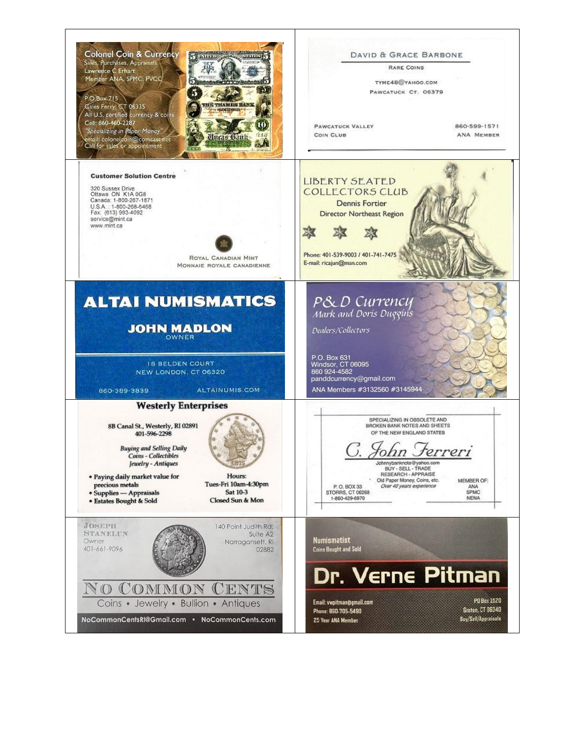| | |
|---|---|
| **Colonel Coin & Currency**<br>Sales, Purchases, Appraisals<br>Lawrence C Erhart<br>Member ANA, SPMC, PVCC<br><br>P.O.Box 715<br>Gales Ferry, CT 06335<br>All U.S. certified currency & coins<br>Cell: 860-460-2287<br>*"Specializing in Paper Money"*<br>email: colonelcoin@comcast.net<br>Call for sales or appointment | **DAVID & GRACE BARBONE**<br>RARE COINS<br><br>TYME48@YAHOO.COM<br>PAWCATUCK CT. 06379<br><br>PAWCATUCK VALLEY COIN CLUB<br>860-599-1571<br>ANA MEMBER |
| **Customer Solution Centre**<br>320 Sussex Drive<br>Ottawa ON K1A 0G8<br>Canada: 1-800-267-1871<br>U.S.A.: 1-800-268-6468<br>Fax: (613) 993-4092<br>service@mint.ca<br>www.mint.ca<br><br>ROYAL CANADIAN MINT<br>MONNAIE ROYALE CANADIENNE | **LIBERTY SEATED COLLECTORS CLUB**<br>Dennis Fortier<br>Director Northeast Region<br><br>Phone: 401-539-9003 / 401-741-7475<br>E-mail: ricajun@msn.com |
| **ALTAI NUMISMATICS**<br>**JOHN MADLON**<br>OWNER<br><br>18 BELDEN COURT<br>NEW LONDON, CT 06320<br><br>860-389-3839<br>ALTAINUMIS.COM | ***P&D Currency***<br>*Mark and Doris Duggins*<br><br>*Dealers/Collectors*<br><br>P.O. Box 631<br>Windsor, CT 06095<br>860 924-4582<br>panddcurrency@gmail.com<br>ANA Members #3132560 #3145944 |
| **Westerly Enterprises**<br>**8B Canal St., Westerly, RI 02891**<br>**401-596-2298**<br><br>***Buying and Selling Daily***<br>***Coins - Collectibles***<br>***Jewelry - Antiques***<br><br>• **Paying daily market value for precious metals**<br>• **Supplies — Appraisals**<br>• **Estates Bought & Sold**<br><br>**Hours:**<br>**Tues-Fri 10am-4:30pm**<br>**Sat 10-3**<br>**Closed Sun & Mon** | SPECIALIZING IN OBSOLETE AND BROKEN BANK NOTES AND SHEETS OF THE NEW ENGLAND STATES<br><br>*C. John Ferreri*<br>Johnnybanknote@yahoo.com<br>BUY - SELL - TRADE<br>RESEARCH - APPRAISE<br>Old Paper Money, Coins, etc.<br>*Over 40 years experience*<br><br>P. O. BOX 33<br>STORRS, CT 06268<br>1-860-429-6970<br><br>MEMBER OF:<br>ANA<br>SPMC<br>NENA |
| **JOSEPH STANELUN**<br>Owner<br>401-661-9096<br><br>140 Point Judith Rd.<br>Suite A2<br>Narragansett, RI<br>02882<br><br>**NO COMMON CENTS**<br>Coins • Jewelry • Bullion • Antiques<br><br>NoCommonCentsRI@Gmail.com • NoCommonCents.com | **Numismatist**<br>Coins Bought and Sold<br><br>**Dr. Verne Pitman**<br><br>Email: vwpitman@gmail.com<br>Phone: 860-705-5490<br>25 Year ANA Member<br><br>PO Box 1520<br>Groton, CT 06340<br>Buy/Sell/Appraisals |